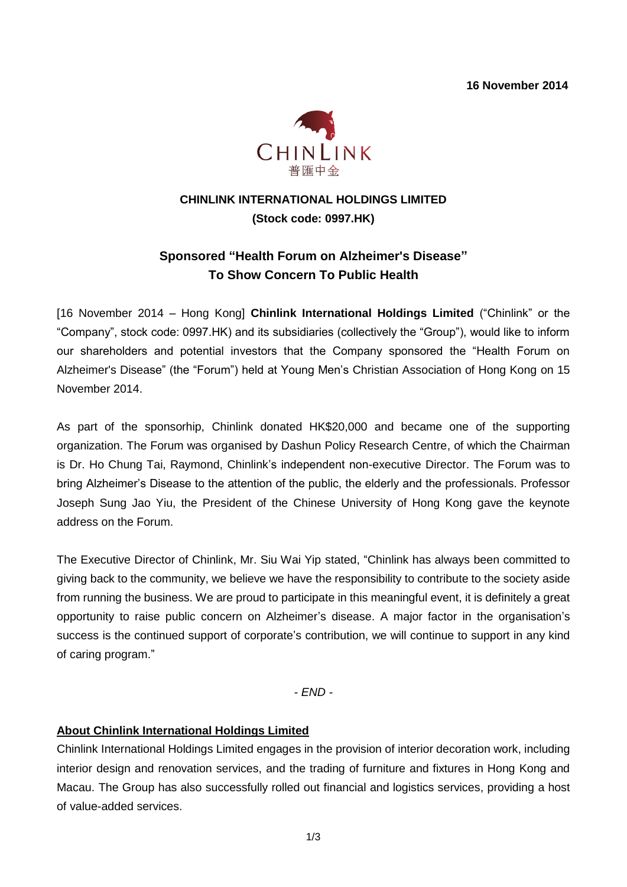**16 November 2014**

CHINLINK
普匯中金

**CHINLINK INTERNATIONAL HOLDINGS LIMITED**
**(Stock code: 0997.HK)**

## Sponsored "Health Forum on Alzheimer's Disease" To Show Concern To Public Health

[16 November 2014 – Hong Kong] **Chinlink International Holdings Limited** ("Chinlink" or the "Company", stock code: 0997.HK) and its subsidiaries (collectively the "Group"), would like to inform our shareholders and potential investors that the Company sponsored the "Health Forum on Alzheimer's Disease" (the "Forum") held at Young Men's Christian Association of Hong Kong on 15 November 2014.

As part of the sponsorhip, Chinlink donated HK$20,000 and became one of the supporting organization. The Forum was organised by Dashun Policy Research Centre, of which the Chairman is Dr. Ho Chung Tai, Raymond, Chinlink's independent non-executive Director. The Forum was to bring Alzheimer's Disease to the attention of the public, the elderly and the professionals. Professor Joseph Sung Jao Yiu, the President of the Chinese University of Hong Kong gave the keynote address on the Forum.

The Executive Director of Chinlink, Mr. Siu Wai Yip stated, "Chinlink has always been committed to giving back to the community, we believe we have the responsibility to contribute to the society aside from running the business. We are proud to participate in this meaningful event, it is definitely a great opportunity to raise public concern on Alzheimer's disease. A major factor in the organisation's success is the continued support of corporate's contribution, we will continue to support in any kind of caring program."

*- END -*

**About Chinlink International Holdings Limited**

Chinlink International Holdings Limited engages in the provision of interior decoration work, including interior design and renovation services, and the trading of furniture and fixtures in Hong Kong and Macau. The Group has also successfully rolled out financial and logistics services, providing a host of value-added services.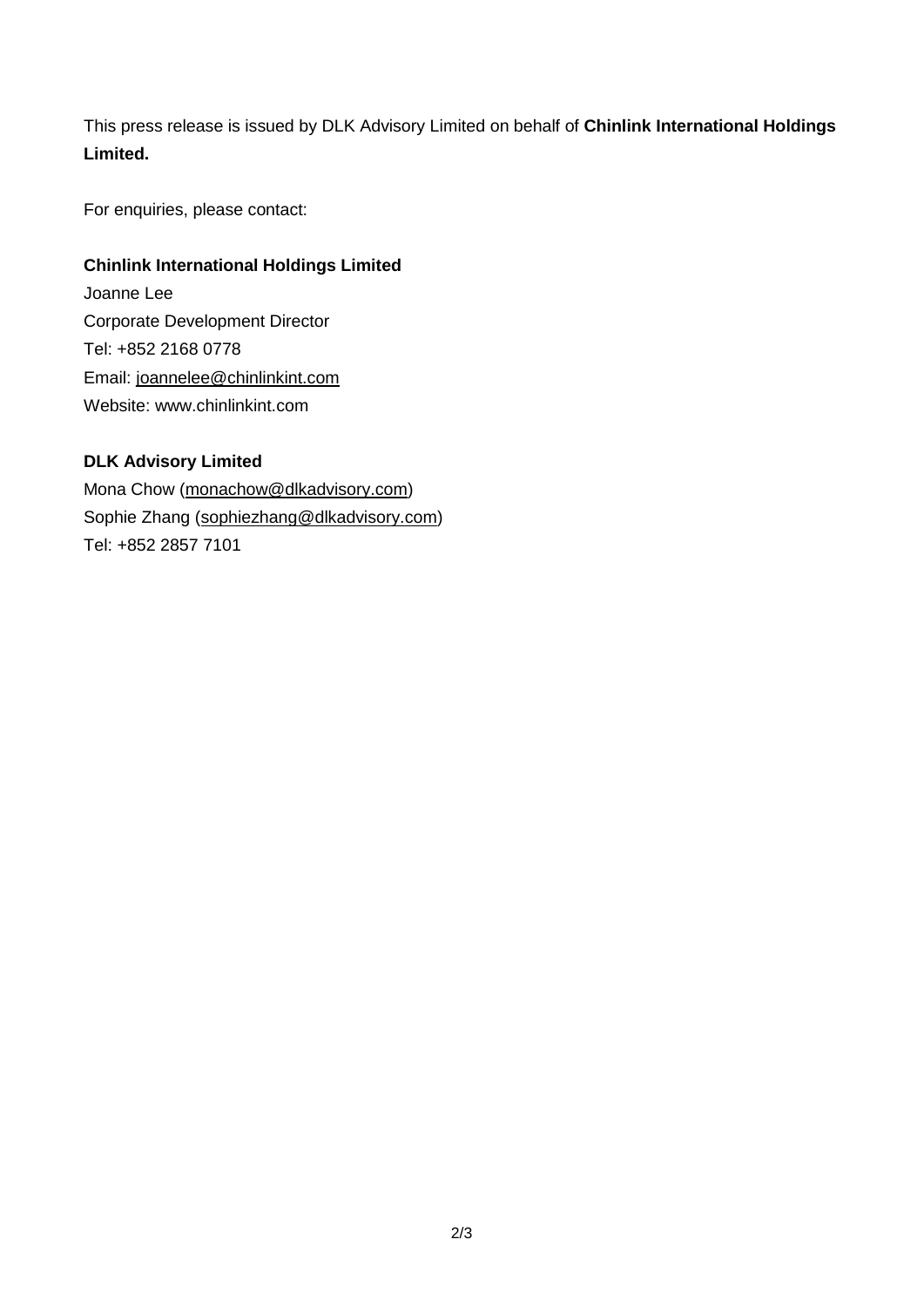This press release is issued by DLK Advisory Limited on behalf of **Chinlink International Holdings Limited.**

For enquiries, please contact:

**Chinlink International Holdings Limited**
Joanne Lee
Corporate Development Director
Tel: +852 2168 0778
Email: joannelee@chinlinkint.com
Website: www.chinlinkint.com

**DLK Advisory Limited**
Mona Chow (monachow@dlkadvisory.com)
Sophie Zhang (sophiezhang@dlkadvisory.com)
Tel: +852 2857 7101